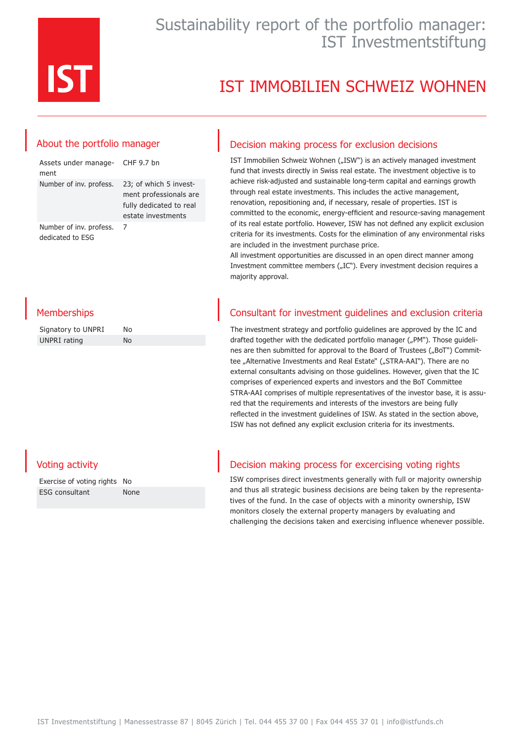# Sustainability report of the portfolio manager: IST Investmentstiftung

# IST IMMOBILIEN SCHWEIZ WOHNEN

## About the portfolio manager

| | |
|---|---|
| Assets under management | CHF 9.7 bn |
| Number of inv. profess. | 23; of which 5 investment professionals are fully dedicated to real estate investments |
| Number of inv. profess. dedicated to ESG | 7 |

## Decision making process for exclusion decisions

IST Immobilien Schweiz Wohnen („ISW") is an actively managed investment fund that invests directly in Swiss real estate. The investment objective is to achieve risk-adjusted and sustainable long-term capital and earnings growth through real estate investments. This includes the active management, renovation, repositioning and, if necessary, resale of properties. IST is committed to the economic, energy-efficient and resource-saving management of its real estate portfolio. However, ISW has not defined any explicit exclusion criteria for its investments. Costs for the elimination of any environmental risks are included in the investment purchase price.
All investment opportunities are discussed in an open direct manner among Investment committee members („IC"). Every investment decision requires a majority approval.

## Memberships

| | |
|---|---|
| Signatory to UNPRI | No |
| UNPRI rating | No |

## Consultant for investment guidelines and exclusion criteria

The investment strategy and portfolio guidelines are approved by the IC and drafted together with the dedicated portfolio manager („PM"). Those guidelines are then submitted for approval to the Board of Trustees („BoT") Committee „Alternative Investments and Real Estate" („STRA-AAI"). There are no external consultants advising on those guidelines. However, given that the IC comprises of experienced experts and investors and the BoT Committee STRA-AAI comprises of multiple representatives of the investor base, it is assured that the requirements and interests of the investors are being fully reflected in the investment guidelines of ISW. As stated in the section above, ISW has not defined any explicit exclusion criteria for its investments.

## Voting activity

| | |
|---|---|
| Exercise of voting rights | No |
| ESG consultant | None |

## Decision making process for excercising voting rights

ISW comprises direct investments generally with full or majority ownership and thus all strategic business decisions are being taken by the representatives of the fund. In the case of objects with a minority ownership, ISW monitors closely the external property managers by evaluating and challenging the decisions taken and exercising influence whenever possible.

IST Investmentstiftung | Manessestrasse 87 | 8045 Zürich | Tel. 044 455 37 00 | Fax 044 455 37 01 | info@istfunds.ch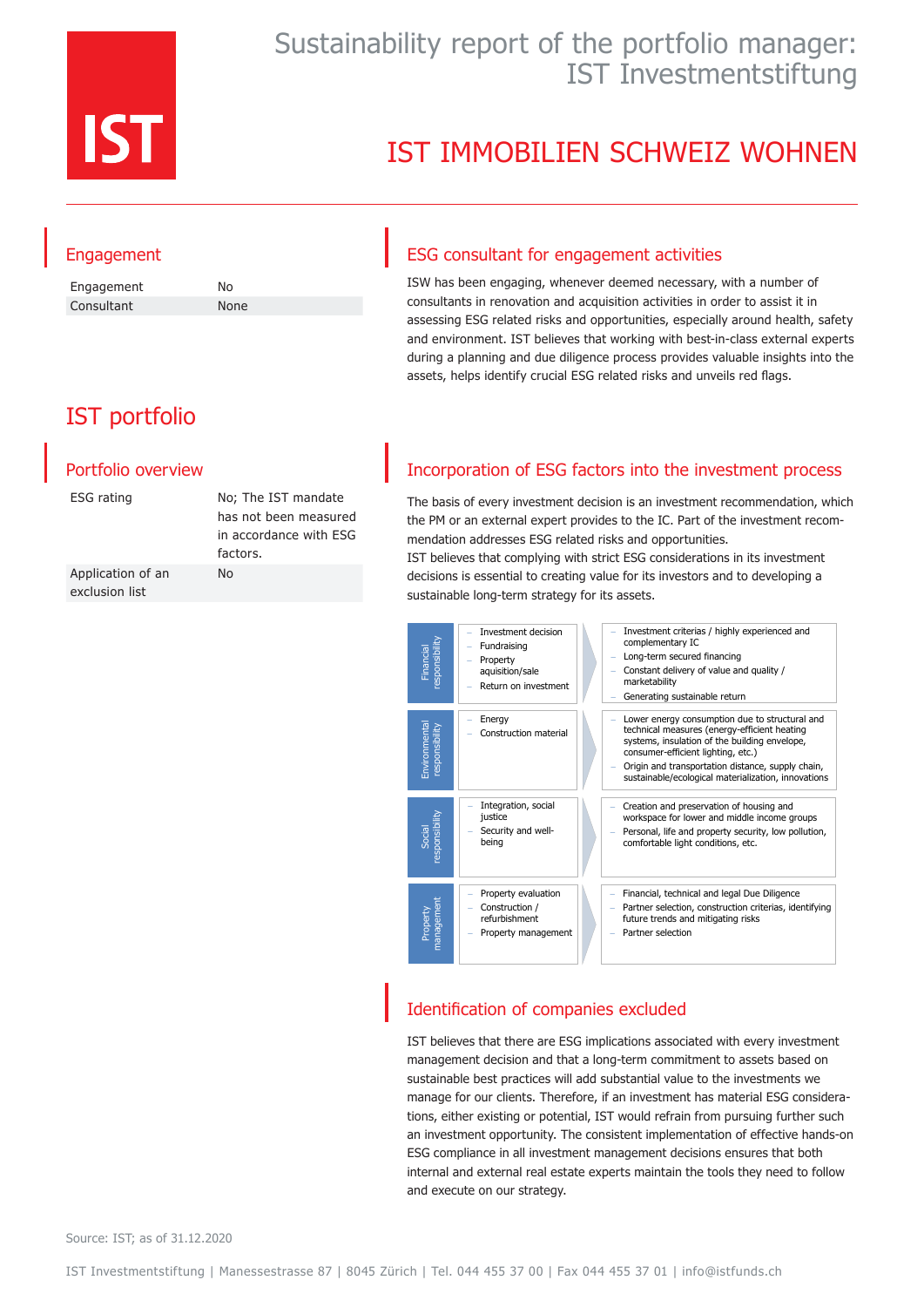# Sustainability report of the portfolio manager: IST Investmentstiftung

# IST IMMOBILIEN SCHWEIZ WOHNEN

## Engagement

| | |
|---|---|
| Engagement | No |
| Consultant | None |

## ESG consultant for engagement activities

ISW has been engaging, whenever deemed necessary, with a number of consultants in renovation and acquisition activities in order to assist it in assessing ESG related risks and opportunities, especially around health, safety and environment. IST believes that working with best-in-class external experts during a planning and due diligence process provides valuable insights into the assets, helps identify crucial ESG related risks and unveils red flags.

# IST portfolio

## Portfolio overview

| | |
|---|---|
| ESG rating | No; The IST mandate has not been measured in accordance with ESG factors. |
| Application of an exclusion list | No |

## Incorporation of ESG factors into the investment process

The basis of every investment decision is an investment recommendation, which the PM or an external expert provides to the IC. Part of the investment recommendation addresses ESG related risks and opportunities.
IST believes that complying with strict ESG considerations in its investment decisions is essential to creating value for its investors and to developing a sustainable long-term strategy for its assets.

| | | |
|---|---|---|
| Financial responsibility | – Investment decision<br>– Fundraising<br>– Property aquisition/sale<br>– Return on investment | – Investment criterias / highly experienced and complementary IC<br>– Long-term secured financing<br>– Constant delivery of value and quality / marketability<br>– Generating sustainable return |
| Environmental responsibility | – Energy<br>– Construction material | – Lower energy consumption due to structural and technical measures (energy-efficient heating systems, insulation of the building envelope, consumer-efficient lighting, etc.)<br>– Origin and transportation distance, supply chain, sustainable/ecological materialization, innovations |
| Social responsibility | – Integration, social justice<br>– Security and well-being | – Creation and preservation of housing and workspace for lower and middle income groups<br>– Personal, life and property security, low pollution, comfortable light conditions, etc. |
| Property management | – Property evaluation<br>– Construction / refurbishment<br>– Property management | – Financial, technical and legal Due Diligence<br>– Partner selection, construction criterias, identifying future trends and mitigating risks<br>– Partner selection |

## Identification of companies excluded

IST believes that there are ESG implications associated with every investment management decision and that a long-term commitment to assets based on sustainable best practices will add substantial value to the investments we manage for our clients. Therefore, if an investment has material ESG considerations, either existing or potential, IST would refrain from pursuing further such an investment opportunity. The consistent implementation of effective hands-on ESG compliance in all investment management decisions ensures that both internal and external real estate experts maintain the tools they need to follow and execute on our strategy.

Source: IST; as of 31.12.2020